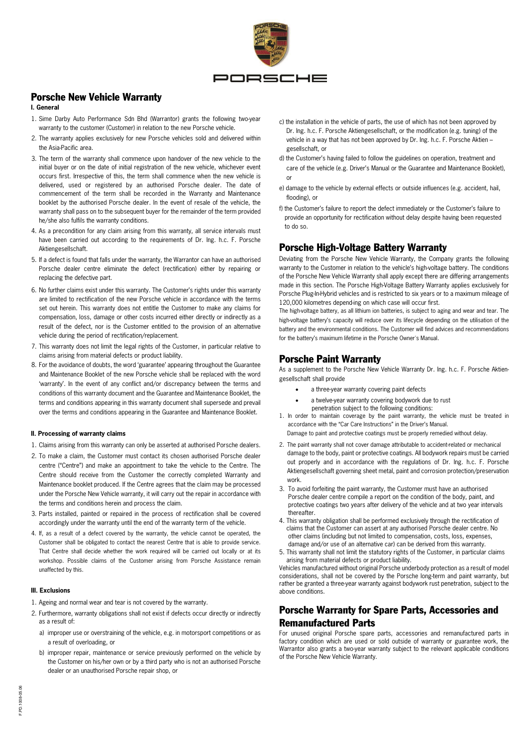# Porsche New Vehicle Warranty

## I. General

1. Sime Darby Auto Performance Sdn Bhd (Warrantor) grants the following two-year warranty to the customer (Customer) in relation to the new Porsche vehicle.
2. The warranty applies exclusively for new Porsche vehicles sold and delivered within the Asia-Pacific area.
3. The term of the warranty shall commence upon handover of the new vehicle to the initial buyer or on the date of initial registration of the new vehicle, whichever event occurs first. Irrespective of this, the term shall commence when the new vehicle is delivered, used or registered by an authorised Porsche dealer. The date of commencement of the term shall be recorded in the Warranty and Maintenance booklet by the authorised Porsche dealer. In the event of resale of the vehicle, the warranty shall pass on to the subsequent buyer for the remainder of the term provided he/she also fulfils the warranty conditions.
4. As a precondition for any claim arising from this warranty, all service intervals must have been carried out according to the requirements of Dr. Ing. h.c. F. Porsche Aktiengesellschaft.
5. If a defect is found that falls under the warranty, the Warrantor can have an authorised Porsche dealer centre eliminate the defect (rectification) either by repairing or replacing the defective part.
6. No further claims exist under this warranty. The Customer's rights under this warranty are limited to rectification of the new Porsche vehicle in accordance with the terms set out herein. This warranty does not entitle the Customer to make any claims for compensation, loss, damage or other costs incurred either directly or indirectly as a result of the defect, nor is the Customer entitled to the provision of an alternative vehicle during the period of rectification/replacement.
7. This warranty does not limit the legal rights of the Customer, in particular relative to claims arising from material defects or product liability.
8. For the avoidance of doubts, the word 'guarantee' appearing throughout the Guarantee and Maintenance Booklet of the new Porsche vehicle shall be replaced with the word 'warranty'. In the event of any conflict and/or discrepancy between the terms and conditions of this warranty document and the Guarantee and Maintenance Booklet, the terms and conditions appearing in this warranty document shall supersede and prevail over the terms and conditions appearing in the Guarantee and Maintenance Booklet.

## II. Processing of warranty claims

1. Claims arising from this warranty can only be asserted at authorised Porsche dealers.
2. To make a claim, the Customer must contact its chosen authorised Porsche dealer centre ("Centre") and make an appointment to take the vehicle to the Centre. The Centre should receive from the Customer the correctly completed Warranty and Maintenance booklet produced. If the Centre agrees that the claim may be processed under the Porsche New Vehicle warranty, it will carry out the repair in accordance with the terms and conditions herein and process the claim.
3. Parts installed, painted or repaired in the process of rectification shall be covered accordingly under the warranty until the end of the warranty term of the vehicle.
4. If, as a result of a defect covered by the warranty, the vehicle cannot be operated, the Customer shall be obligated to contact the nearest Centre that is able to provide service. That Centre shall decide whether the work required will be carried out locally or at its workshop. Possible claims of the Customer arising from Porsche Assistance remain unaffected by this.

## III. Exclusions

1. Ageing and normal wear and tear is not covered by the warranty.
2. Furthermore, warranty obligations shall not exist if defects occur directly or indirectly as a result of:
   a) improper use or overstraining of the vehicle, e.g. in motorsport competitions or as a result of overloading, or
   b) improper repair, maintenance or service previously performed on the vehicle by the Customer on his/her own or by a third party who is not an authorised Porsche dealer or an unauthorised Porsche repair shop, or
   c) the installation in the vehicle of parts, the use of which has not been approved by Dr. Ing. h.c. F. Porsche Aktiengesellschaft, or the modification (e.g. tuning) of the vehicle in a way that has not been approved by Dr. Ing. h.c. F. Porsche Aktien – gesellschaft, or
   d) the Customer's having failed to follow the guidelines on operation, treatment and care of the vehicle (e.g. Driver's Manual or the Guarantee and Maintenance Booklet), or
   e) damage to the vehicle by external effects or outside influences (e.g. accident, hail, flooding), or
   f) the Customer's failure to report the defect immediately or the Customer's failure to provide an opportunity for rectification without delay despite having been requested to do so.

# Porsche High-Voltage Battery Warranty

Deviating from the Porsche New Vehicle Warranty, the Company grants the following warranty to the Customer in relation to the vehicle's high-voltage battery. The conditions of the Porsche New Vehicle Warranty shall apply except there are differing arrangements made in this section. The Porsche High-Voltage Battery Warranty applies exclusively for Porsche Plug-In-Hybrid vehicles and is restricted to six years or to a maximum mileage of 120,000 kilometres depend-ing on which case will occur first.

The high-voltage battery, as all lithium ion batteries, is subject to aging and wear and tear. The high-voltage battery's capacity will reduce over its lifecycle depending on the utilisation of the battery and the environmental conditions. The Customer will find advices and recommendations for the battery's maximum lifetime in the Porsche Owner's Manual.

# Porsche Paint Warranty

As a supplement to the Porsche New Vehicle Warranty Dr. Ing. h.c. F. Porsche Aktiengesellschaft shall provide

- a three-year warranty covering paint defects
- a twelve-year warranty covering bodywork due to rust penetration subject to the following conditions:

1. In order to maintain coverage by the paint warranty, the vehicle must be treated in accordance with the "Car Care Instructions" in the Driver's Manual. Damage to paint and protective coatings must be properly remedied without delay.
2. The paint warranty shall not cover damage attributable to accident-related or mechanical damage to the body, paint or protective coatings. All bodywork repairs must be carried out properly and in accordance with the regulations of Dr. Ing. h.c. F. Porsche Aktiengesellschaft governing sheet metal, paint and corrosion protection/preservation work.
3. To avoid forfeiting the paint warranty, the Customer must have an authorised Porsche dealer centre compile a report on the condition of the body, paint, and protective coatings two years after delivery of the vehicle and at two year intervals thereafter.
4. This warranty obligation shall be performed exclusively through the rectification of claims that the Customer can assert at any authorised Porsche dealer centre. No other claims (including but not limited to compensation, costs, loss, expenses, damage and/or use of an alternative car) can be derived from this warranty.
5. This warranty shall not limit the statutory rights of the Customer, in particular claims arising from material defects or product liability.

Vehicles manufactured without original Porsche underbody protection as a result of model considerations, shall not be covered by the Porsche long-term and paint warranty, but rather be granted a three-year warranty against bodywork rust penetration, subject to the above conditions.

# Porsche Warranty for Spare Parts, Accessories and Remanufactured Parts

For unused original Porsche spare parts, accessories and remanufactured parts in factory condition which are used or sold outside of warranty or guarantee work, the Warrantor also grants a two-year warranty subject to the relevant applicable conditions of the Porsche New Vehicle Warranty.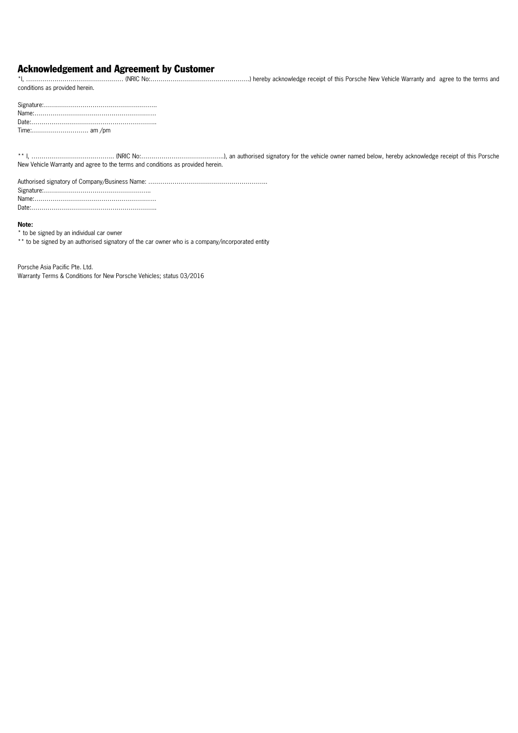## Acknowledgement and Agreement by Customer

*I, ………………………………………… (NRIC No:…………………………………………) hereby acknowledge receipt of this Porsche New Vehicle Warranty and agree to the terms and conditions as provided herein.

Signature:……………………………………………….  
Name:…………………………………………………….  
Date:…………………………………………………….  
Time:………………………. am /pm

** I, ………………………………….. (NRIC No:…………………………………..), an authorised signatory for the vehicle owner named below, hereby acknowledge receipt of this Porsche New Vehicle Warranty and agree to the terms and conditions as provided herein.

Authorised signatory of Company/Business Name: …………………………………………………  
Signature:……………………………………………..  
Name:…………………………………………………….  
Date:…………………………………………………….

**Note:**

* to be signed by an individual car owner  
** to be signed by an authorised signatory of the car owner who is a company/incorporated entity

Porsche Asia Pacific Pte. Ltd.  
Warranty Terms & Conditions for New Porsche Vehicles; status 03/2016